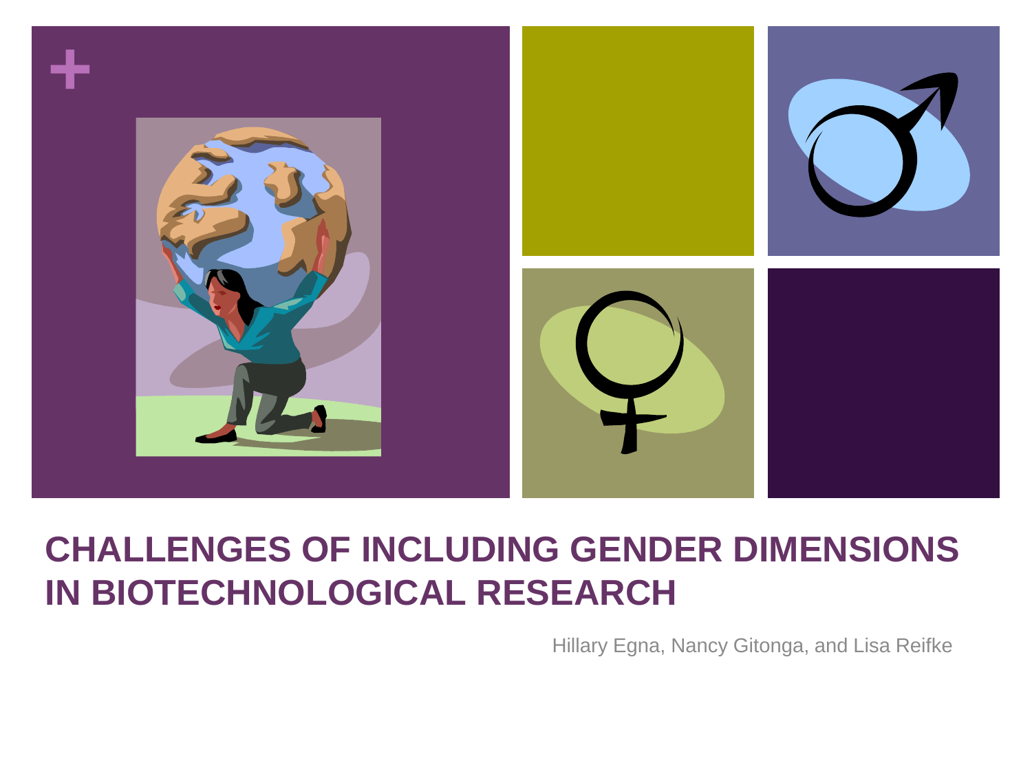# CHALLENGES OF INCLUDING GENDER DIMENSIONS IN BIOTECHNOLOGICAL RESEARCH

Hillary Egna, Nancy Gitonga, and Lisa Reifke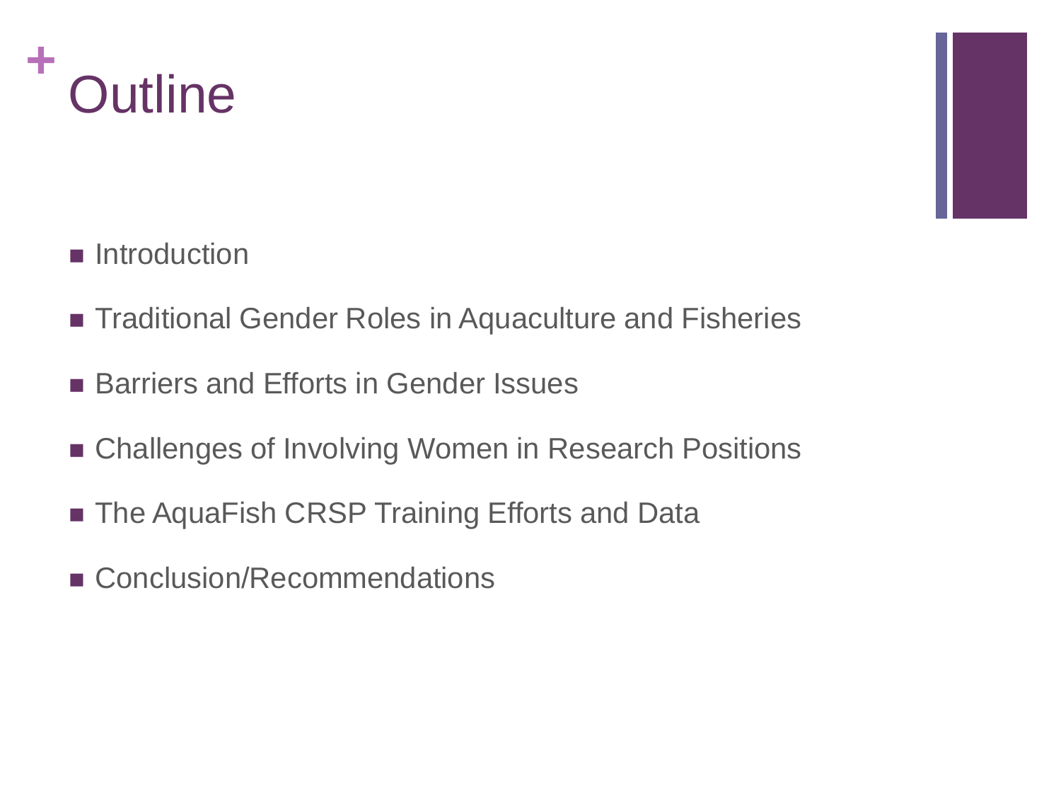# Outline

- Introduction
- Traditional Gender Roles in Aquaculture and Fisheries
- Barriers and Efforts in Gender Issues
- Challenges of Involving Women in Research Positions
- The AquaFish CRSP Training Efforts and Data
- Conclusion/Recommendations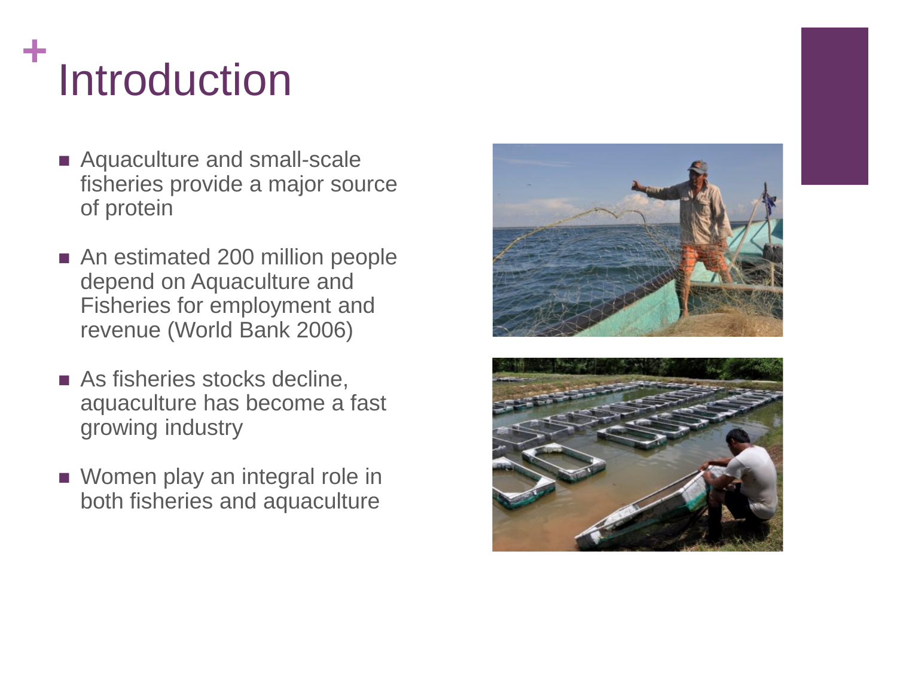# Introduction

- Aquaculture and small-scale fisheries provide a major source of protein
- An estimated 200 million people depend on Aquaculture and Fisheries for employment and revenue (World Bank 2006)
- As fisheries stocks decline, aquaculture has become a fast growing industry
- Women play an integral role in both fisheries and aquaculture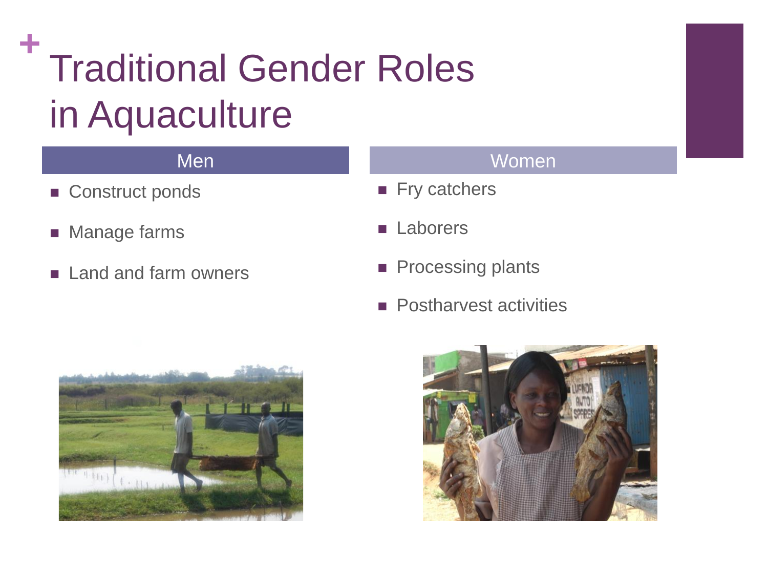# Traditional Gender Roles in Aquaculture

| Men | Women |
| --- | --- |
| Construct ponds | Fry catchers |
| Manage farms | Laborers |
| Land and farm owners | Processing plants |
| | Postharvest activities |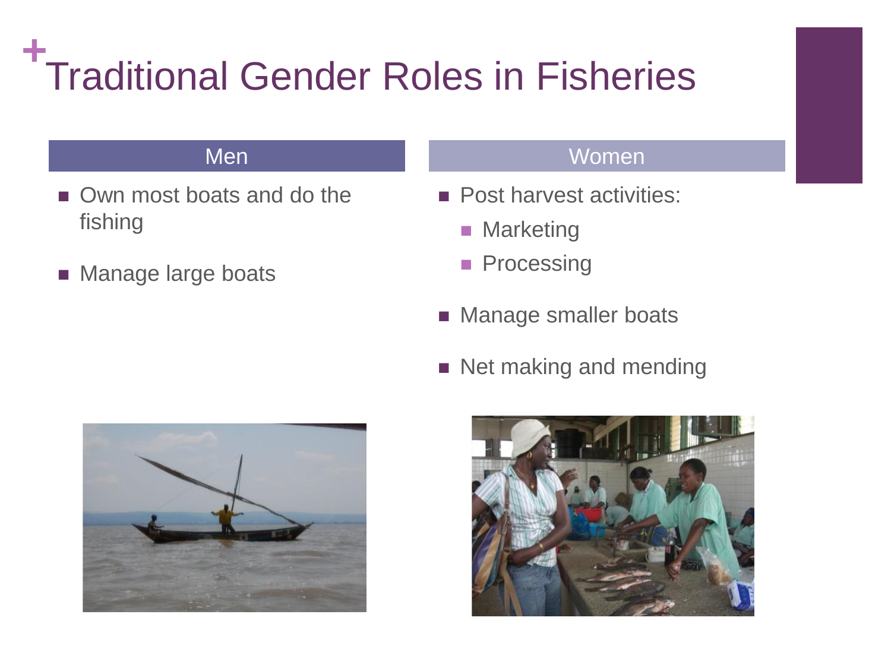# Traditional Gender Roles in Fisheries

## Men

- Own most boats and do the fishing
- Manage large boats

## Women

- Post harvest activities:
  - Marketing
  - Processing
- Manage smaller boats
- Net making and mending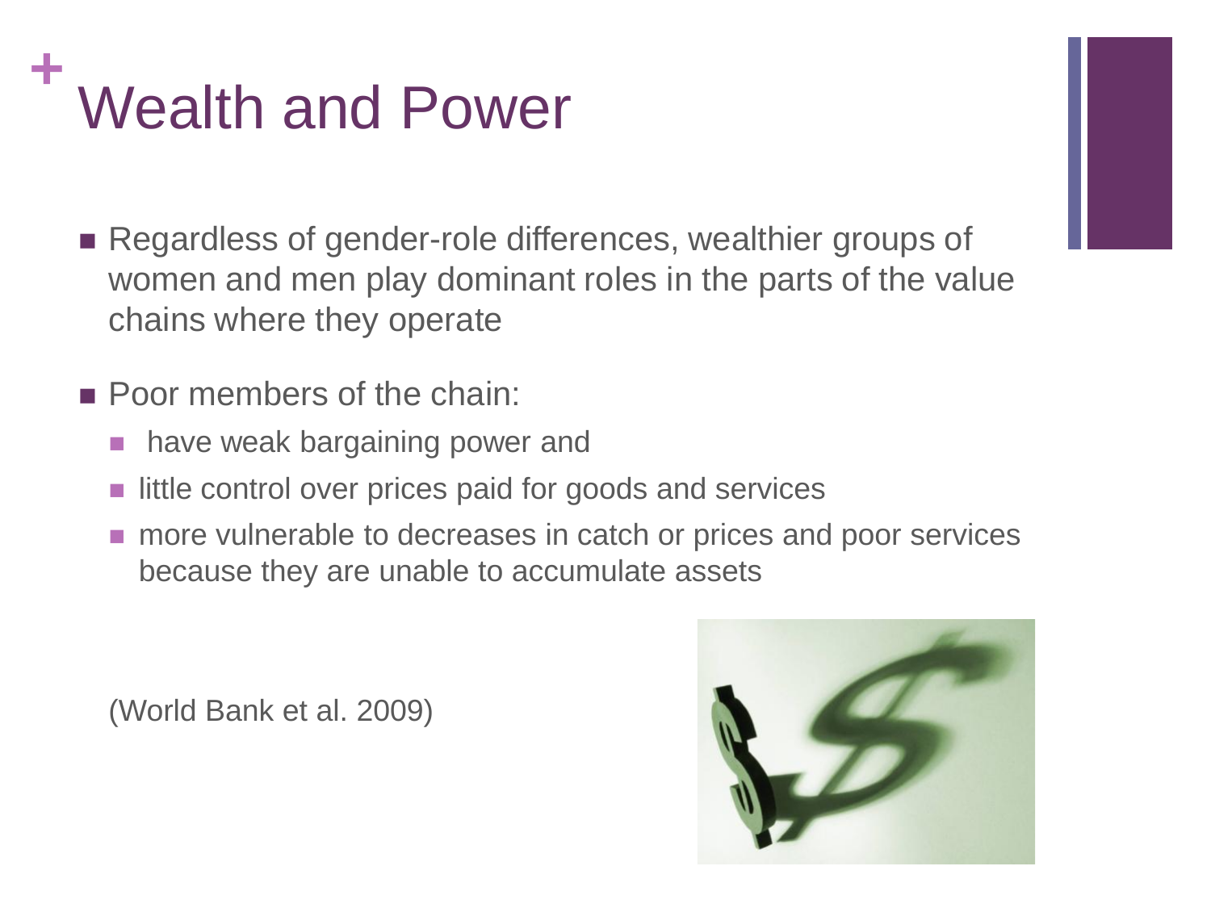# Wealth and Power

- Regardless of gender-role differences, wealthier groups of women and men play dominant roles in the parts of the value chains where they operate

- Poor members of the chain:
  - have weak bargaining power and
  - little control over prices paid for goods and services
  - more vulnerable to decreases in catch or prices and poor services because they are unable to accumulate assets

(World Bank et al. 2009)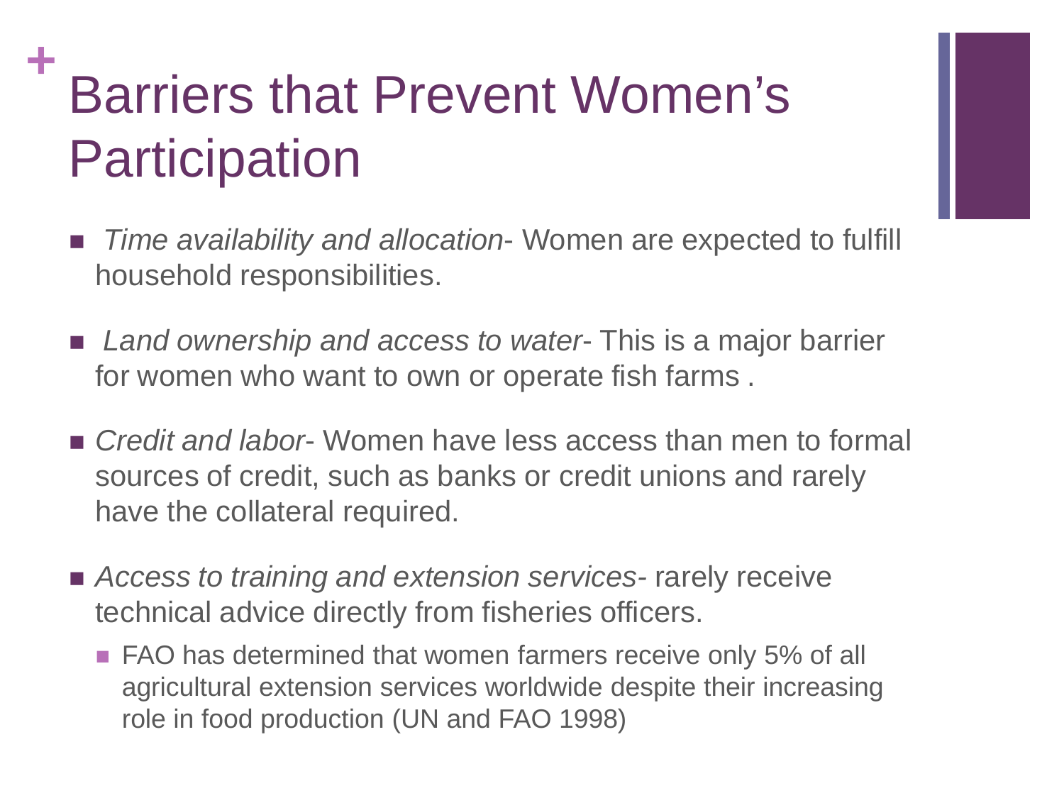# Barriers that Prevent Women's Participation

- *Time availability and allocation*- Women are expected to fulfill household responsibilities.
- *Land ownership and access to water*- This is a major barrier for women who want to own or operate fish farms .
- *Credit and labor*- Women have less access than men to formal sources of credit, such as banks or credit unions and rarely have the collateral required.
- *Access to training and extension services*- rarely receive technical advice directly from fisheries officers.
  - FAO has determined that women farmers receive only 5% of all agricultural extension services worldwide despite their increasing role in food production (UN and FAO 1998)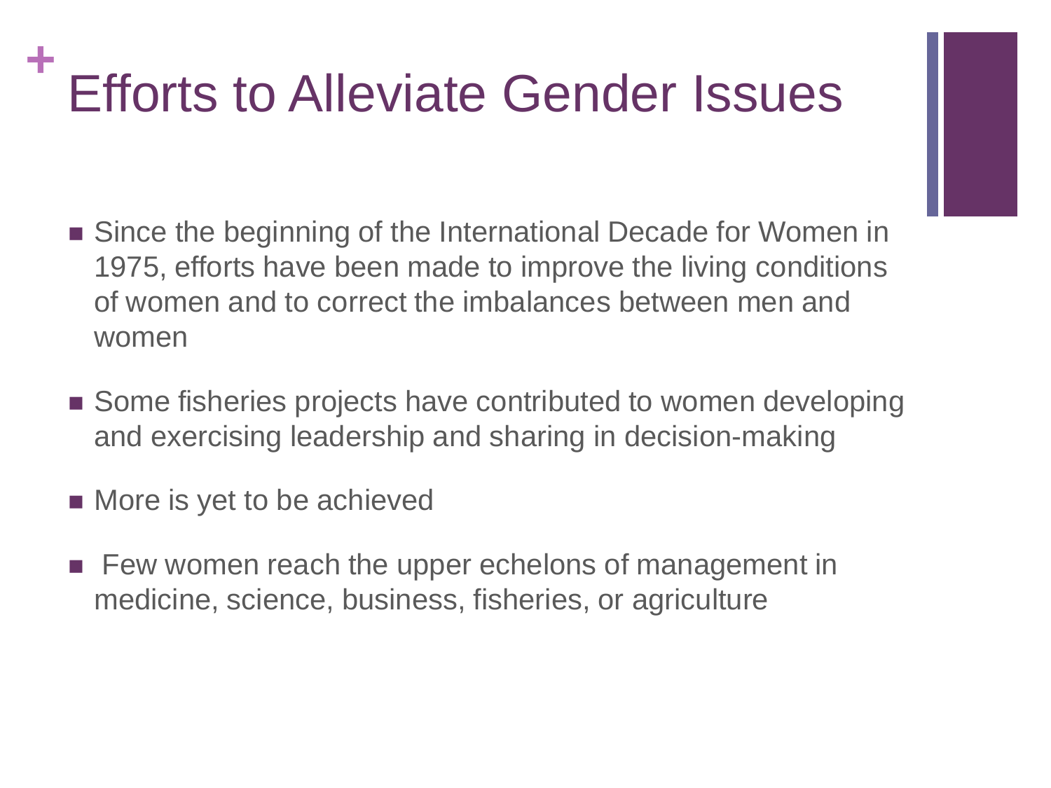# Efforts to Alleviate Gender Issues

- Since the beginning of the International Decade for Women in 1975, efforts have been made to improve the living conditions of women and to correct the imbalances between men and women
- Some fisheries projects have contributed to women developing and exercising leadership and sharing in decision-making
- More is yet to be achieved
- Few women reach the upper echelons of management in medicine, science, business, fisheries, or agriculture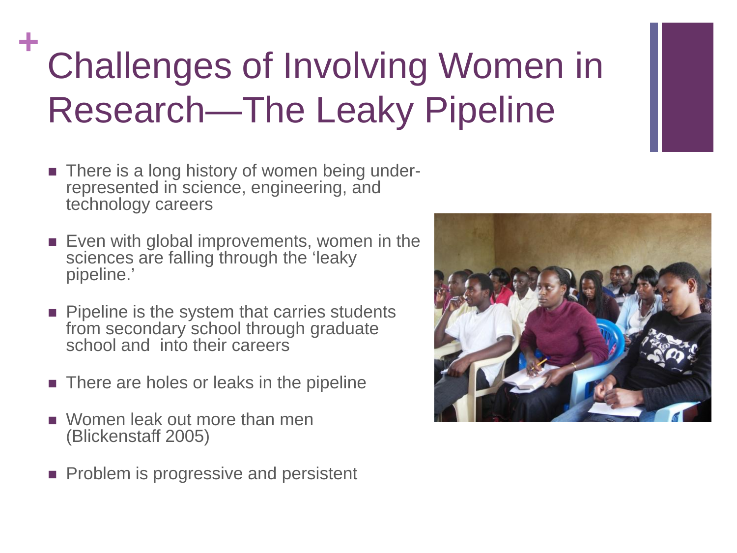# Challenges of Involving Women in Research—The Leaky Pipeline

- There is a long history of women being under-represented in science, engineering, and technology careers
- Even with global improvements, women in the sciences are falling through the 'leaky pipeline.'
- Pipeline is the system that carries students from secondary school through graduate school and into their careers
- There are holes or leaks in the pipeline
- Women leak out more than men (Blickenstaff 2005)
- Problem is progressive and persistent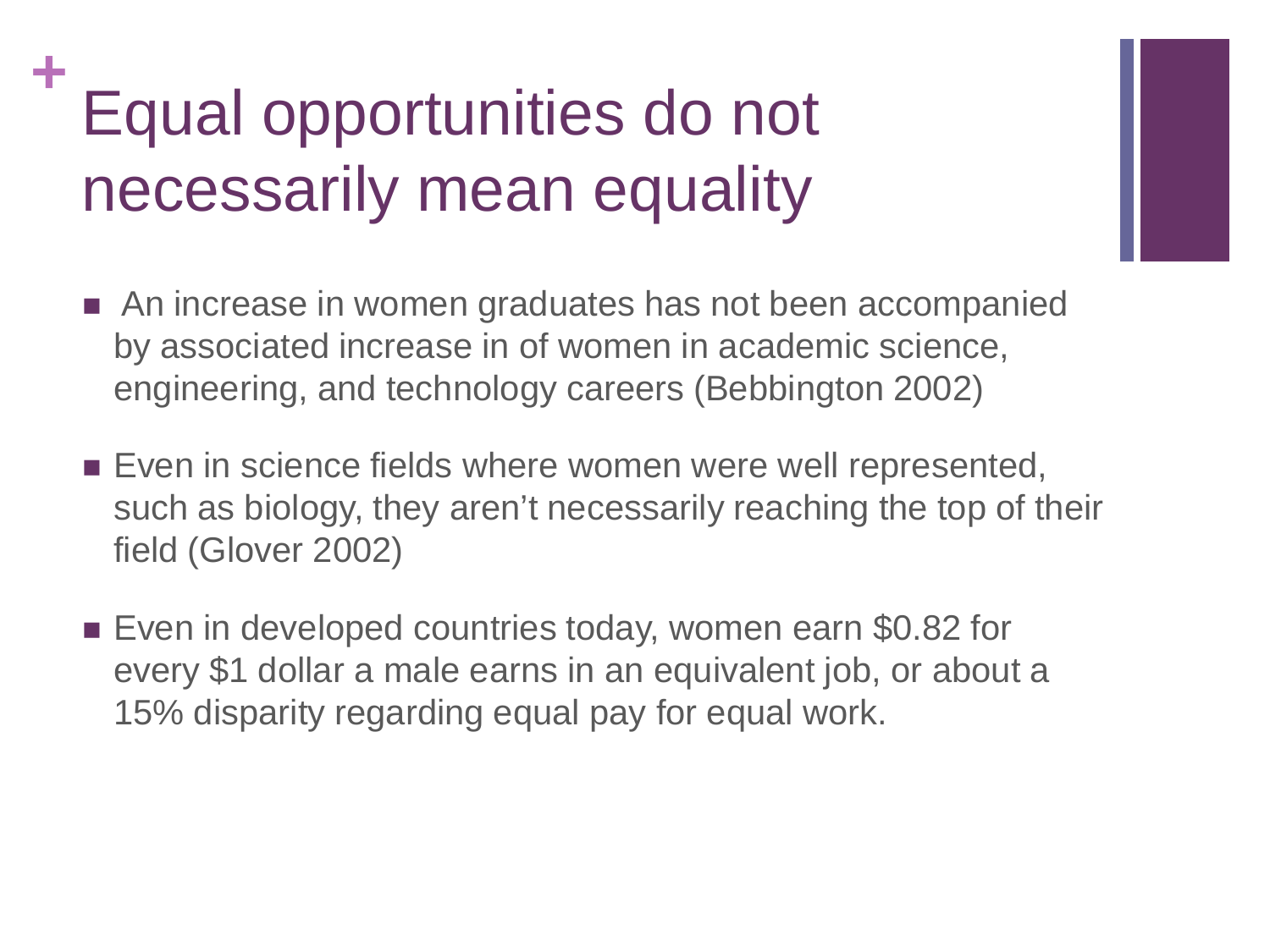# Equal opportunities do not necessarily mean equality

- An increase in women graduates has not been accompanied by associated increase in of women in academic science, engineering, and technology careers (Bebbington 2002)
- Even in science fields where women were well represented, such as biology, they aren't necessarily reaching the top of their field (Glover 2002)
- Even in developed countries today, women earn $0.82 for every $1 dollar a male earns in an equivalent job, or about a 15% disparity regarding equal pay for equal work.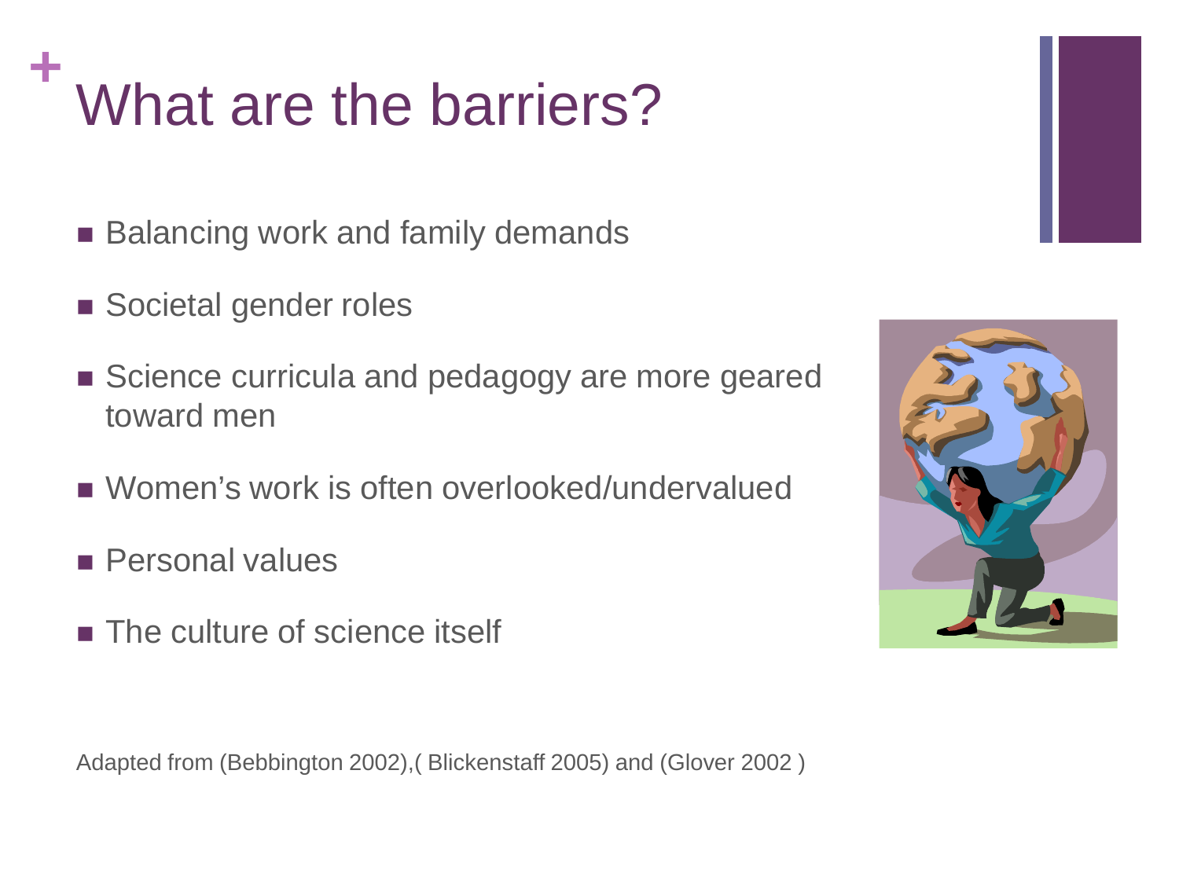# What are the barriers?

- Balancing work and family demands
- Societal gender roles
- Science curricula and pedagogy are more geared toward men
- Women's work is often overlooked/undervalued
- Personal values
- The culture of science itself

Adapted from (Bebbington 2002),( Blickenstaff 2005) and (Glover 2002 )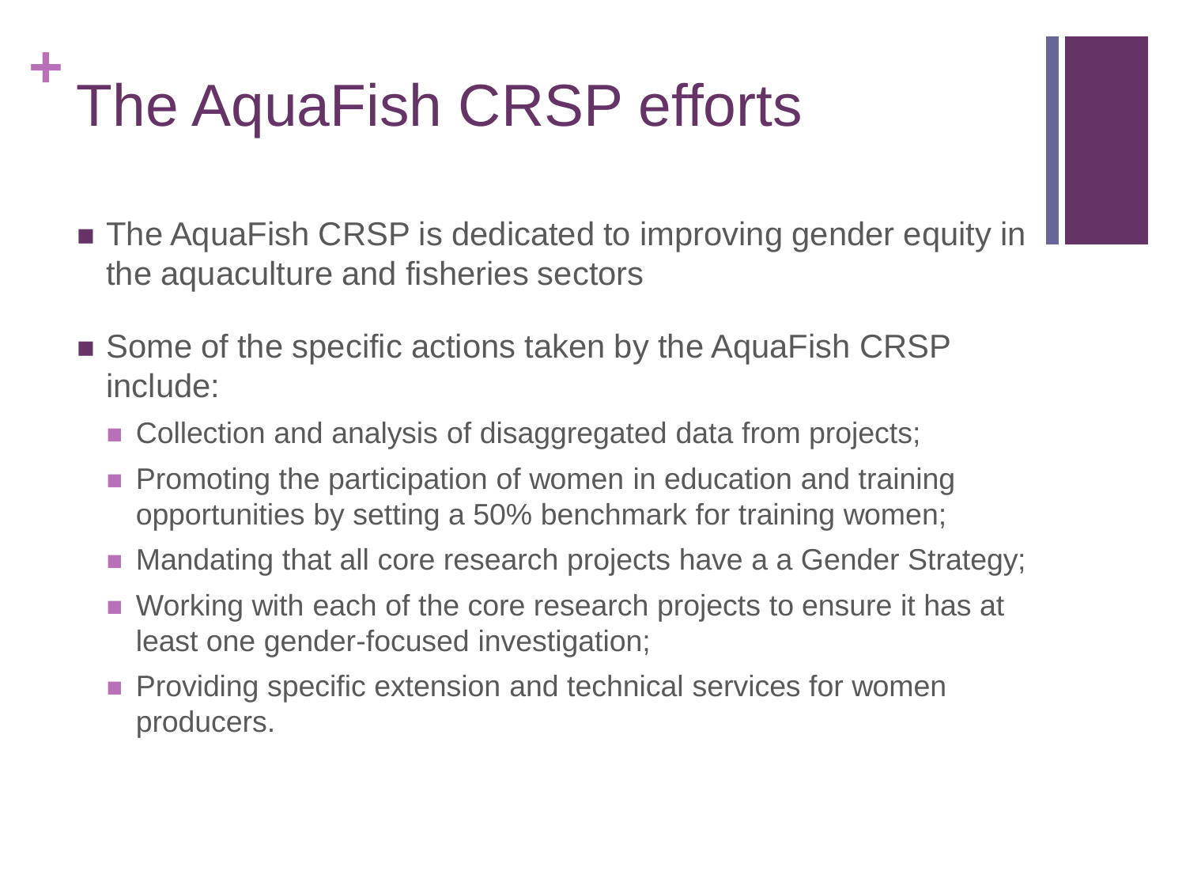# The AquaFish CRSP efforts

- The AquaFish CRSP is dedicated to improving gender equity in the aquaculture and fisheries sectors
- Some of the specific actions taken by the AquaFish CRSP include:
  - Collection and analysis of disaggregated data from projects;
  - Promoting the participation of women in education and training opportunities by setting a 50% benchmark for training women;
  - Mandating that all core research projects have a a Gender Strategy;
  - Working with each of the core research projects to ensure it has at least one gender-focused investigation;
  - Providing specific extension and technical services for women producers.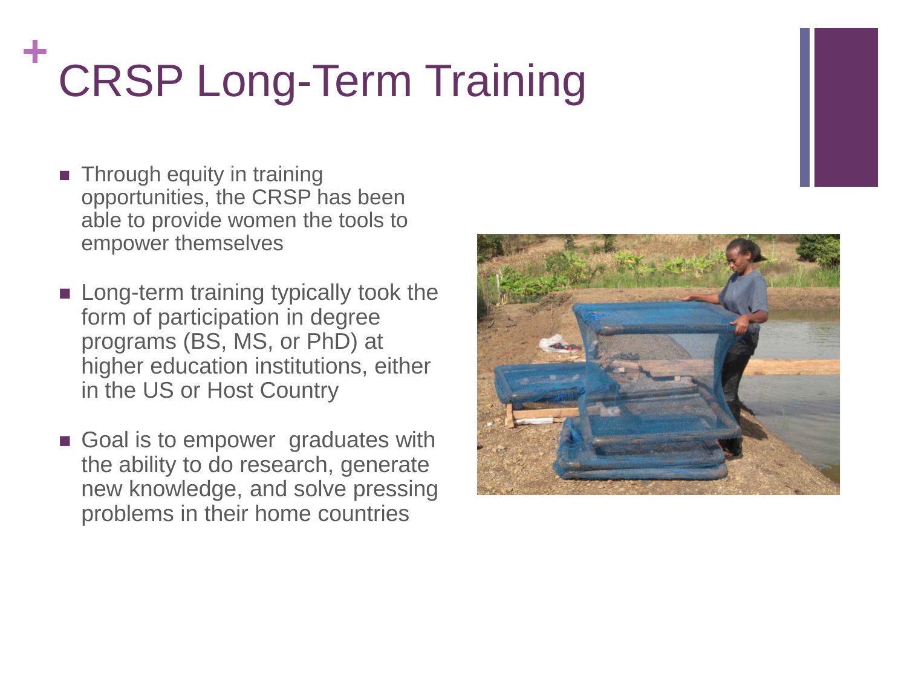# CRSP Long-Term Training

- Through equity in training opportunities, the CRSP has been able to provide women the tools to empower themselves
- Long-term training typically took the form of participation in degree programs (BS, MS, or PhD) at higher education institutions, either in the US or Host Country
- Goal is to empower graduates with the ability to do research, generate new knowledge, and solve pressing problems in their home countries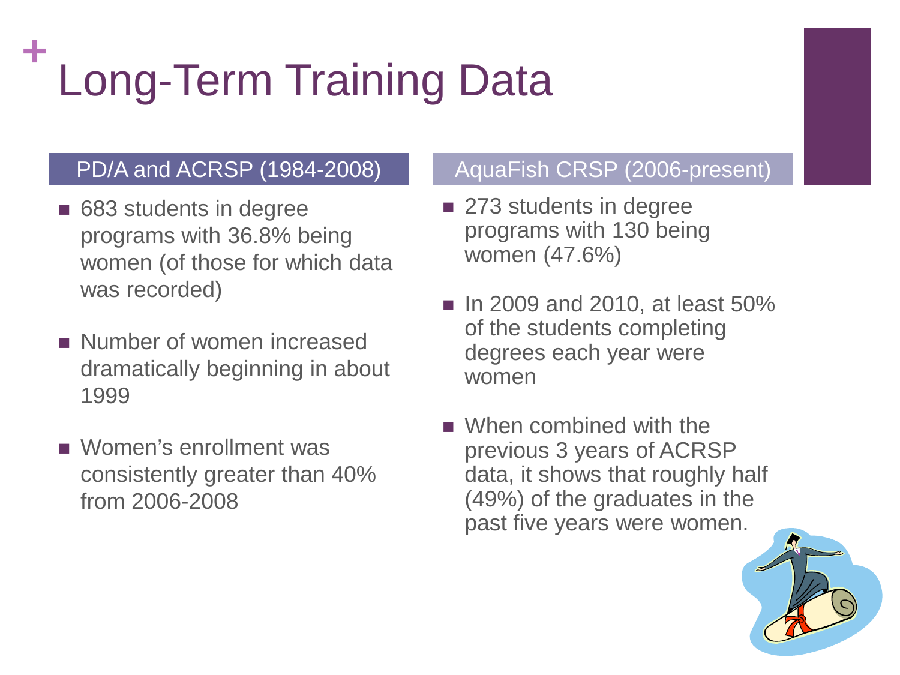# Long-Term Training Data

## PD/A and ACRSP (1984-2008)

- 683 students in degree programs with 36.8% being women (of those for which data was recorded)
- Number of women increased dramatically beginning in about 1999
- Women's enrollment was consistently greater than 40% from 2006-2008

## AquaFish CRSP (2006-present)

- 273 students in degree programs with 130 being women (47.6%)
- In 2009 and 2010, at least 50% of the students completing degrees each year were women
- When combined with the previous 3 years of ACRSP data, it shows that roughly half (49%) of the graduates in the past five years were women.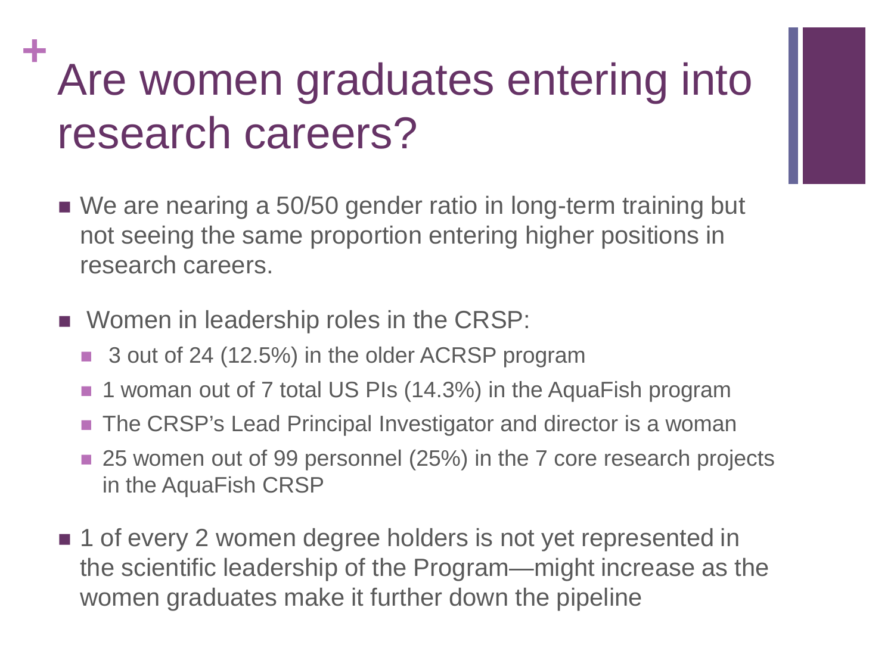# Are women graduates entering into research careers?

- We are nearing a 50/50 gender ratio in long-term training but not seeing the same proportion entering higher positions in research careers.
- Women in leadership roles in the CRSP:
  - 3 out of 24 (12.5%) in the older ACRSP program
  - 1 woman out of 7 total US PIs (14.3%) in the AquaFish program
  - The CRSP's Lead Principal Investigator and director is a woman
  - 25 women out of 99 personnel (25%) in the 7 core research projects in the AquaFish CRSP
- 1 of every 2 women degree holders is not yet represented in the scientific leadership of the Program—might increase as the women graduates make it further down the pipeline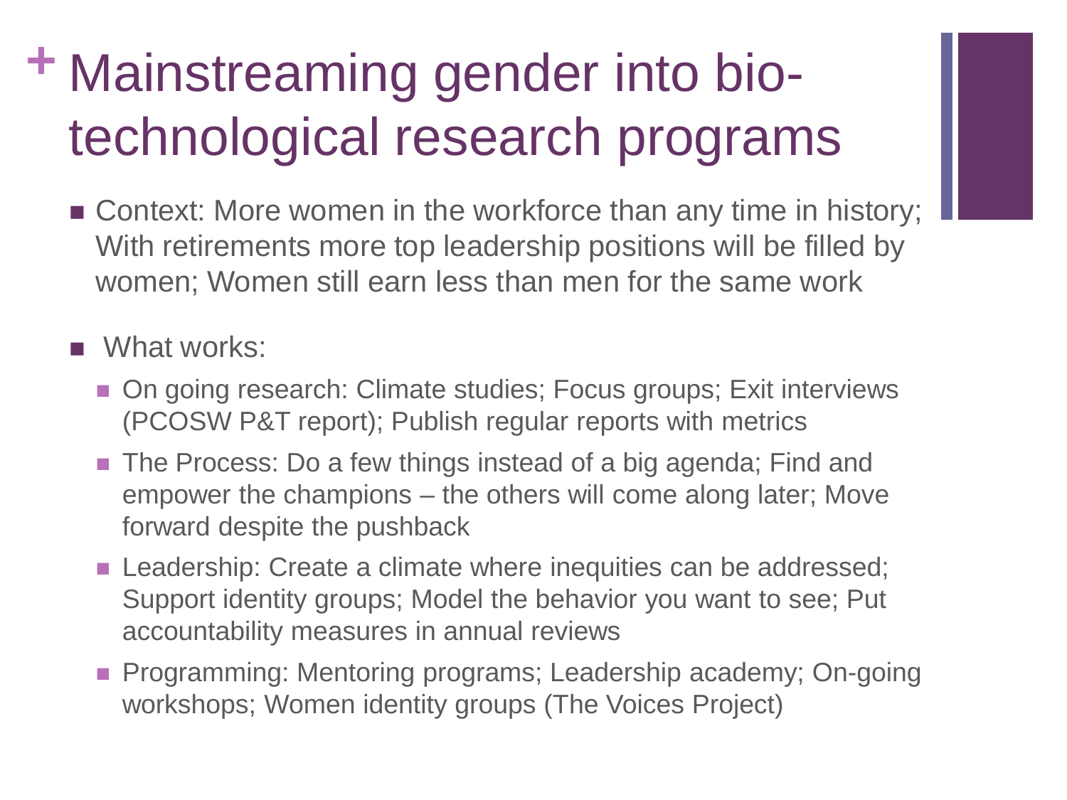# Mainstreaming gender into bio-technological research programs

- Context: More women in the workforce than any time in history; With retirements more top leadership positions will be filled by women; Women still earn less than men for the same work

- What works:
  - On going research: Climate studies; Focus groups; Exit interviews (PCOSW P&T report); Publish regular reports with metrics
  - The Process: Do a few things instead of a big agenda; Find and empower the champions – the others will come along later; Move forward despite the pushback
  - Leadership: Create a climate where inequities can be addressed; Support identity groups; Model the behavior you want to see; Put accountability measures in annual reviews
  - Programming: Mentoring programs; Leadership academy; On-going workshops; Women identity groups (The Voices Project)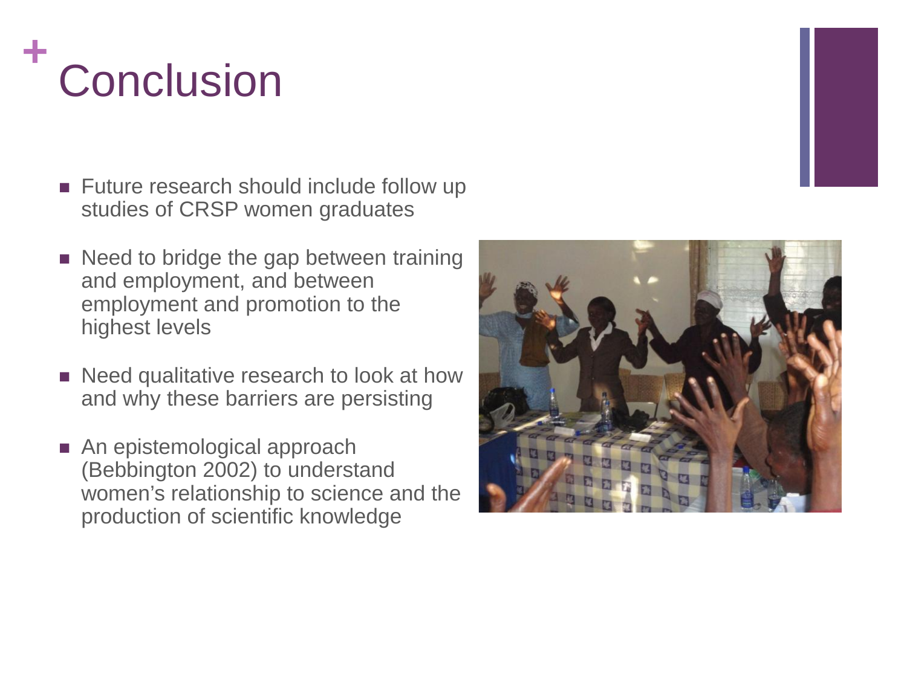# Conclusion

- Future research should include follow up studies of CRSP women graduates
- Need to bridge the gap between training and employment, and between employment and promotion to the highest levels
- Need qualitative research to look at how and why these barriers are persisting
- An epistemological approach (Bebbington 2002) to understand women's relationship to science and the production of scientific knowledge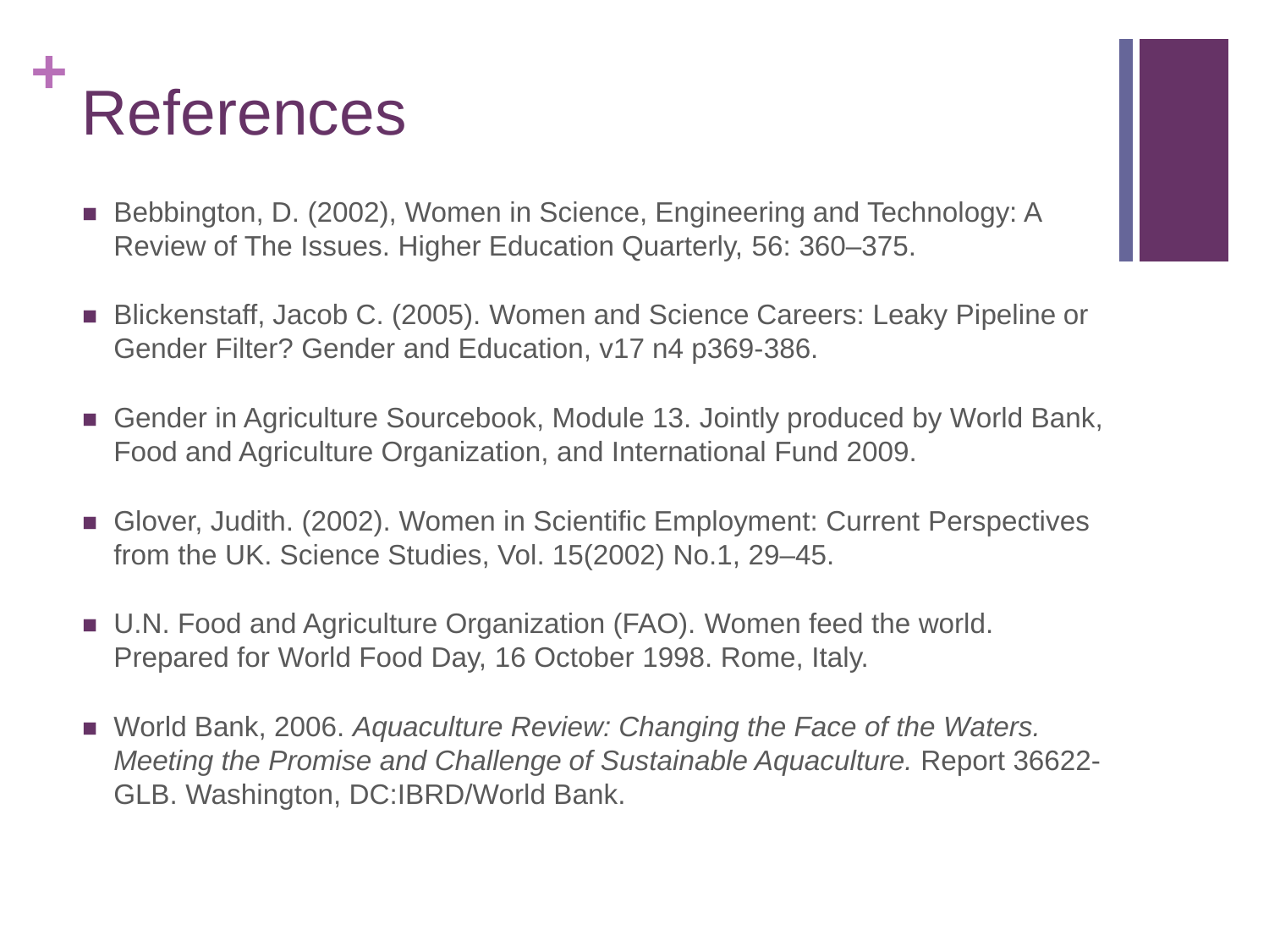# References

- Bebbington, D. (2002), Women in Science, Engineering and Technology: A Review of The Issues. Higher Education Quarterly, 56: 360–375.

- Blickenstaff, Jacob C. (2005). Women and Science Careers: Leaky Pipeline or Gender Filter? Gender and Education, v17 n4 p369-386.

- Gender in Agriculture Sourcebook, Module 13. Jointly produced by World Bank, Food and Agriculture Organization, and International Fund 2009.

- Glover, Judith. (2002). Women in Scientific Employment: Current Perspectives from the UK. Science Studies, Vol. 15(2002) No.1, 29–45.

- U.N. Food and Agriculture Organization (FAO). Women feed the world. Prepared for World Food Day, 16 October 1998. Rome, Italy.

- World Bank, 2006. *Aquaculture Review: Changing the Face of the Waters. Meeting the Promise and Challenge of Sustainable Aquaculture.* Report 36622-GLB. Washington, DC:IBRD/World Bank.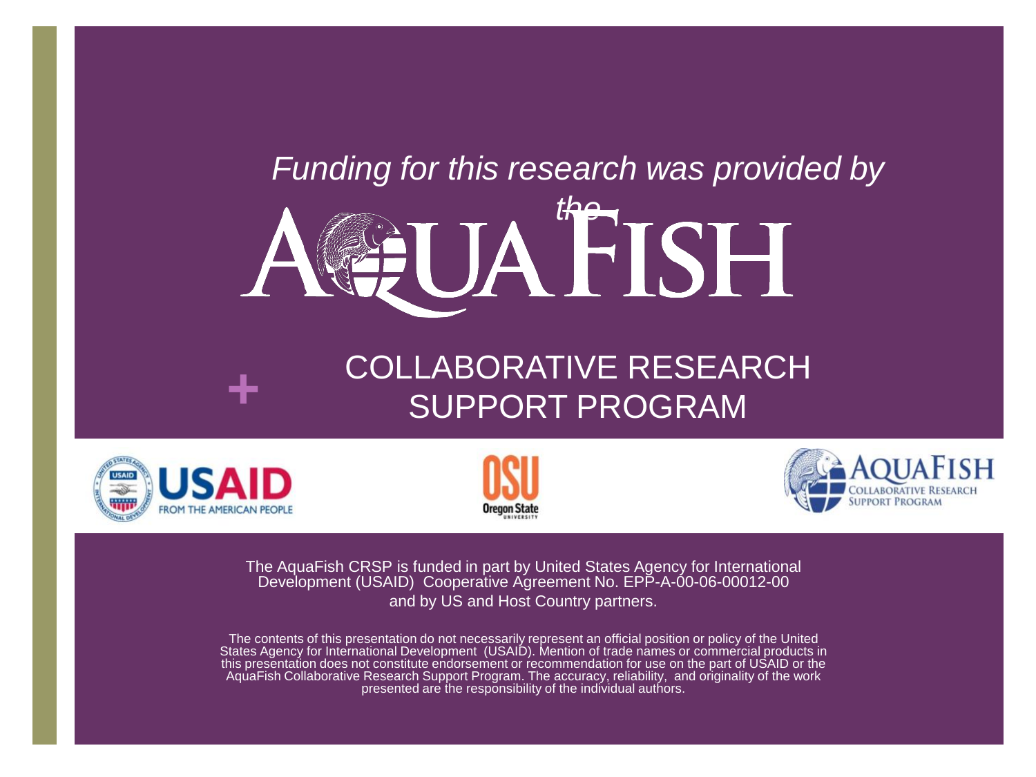*Funding for this research was provided by the*

# AQUAFISH

## COLLABORATIVE RESEARCH SUPPORT PROGRAM

USAID FROM THE AMERICAN PEOPLE

OSU Oregon State UNIVERSITY

AQUAFISH COLLABORATIVE RESEARCH SUPPORT PROGRAM

The AquaFish CRSP is funded in part by United States Agency for International Development (USAID) Cooperative Agreement No. EPP-A-00-06-00012-00 and by US and Host Country partners.

The contents of this presentation do not necessarily represent an official position or policy of the United States Agency for International Development (USAID). Mention of trade names or commercial products in this presentation does not constitute endorsement or recommendation for use on the part of USAID or the AquaFish Collaborative Research Support Program. The accuracy, reliability, and originality of the work presented are the responsibility of the individual authors.